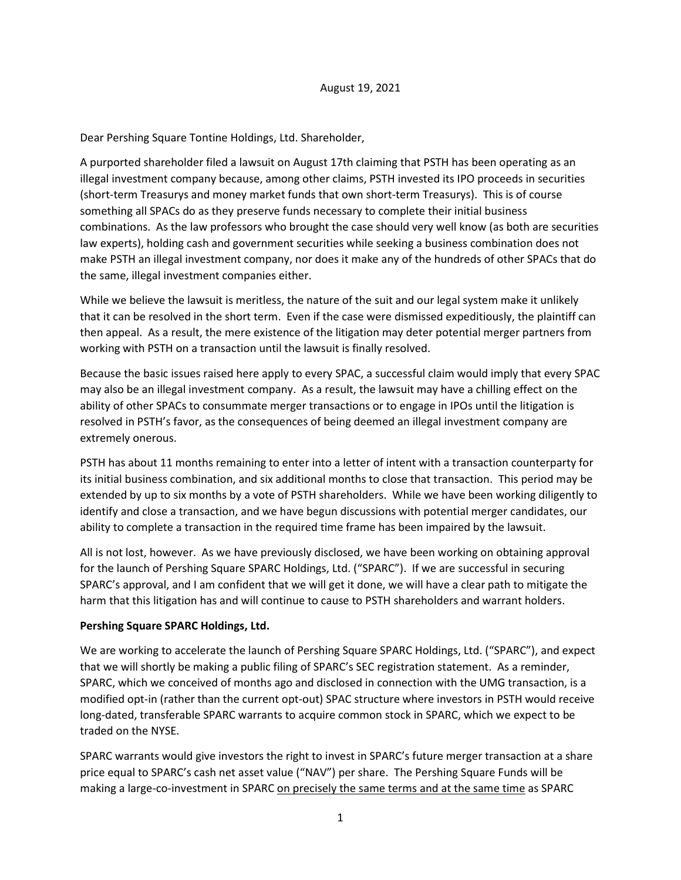August 19, 2021

Dear Pershing Square Tontine Holdings, Ltd. Shareholder,

A purported shareholder filed a lawsuit on August 17th claiming that PSTH has been operating as an illegal investment company because, among other claims, PSTH invested its IPO proceeds in securities (short-term Treasurys and money market funds that own short-term Treasurys). This is of course something all SPACs do as they preserve funds necessary to complete their initial business combinations. As the law professors who brought the case should very well know (as both are securities law experts), holding cash and government securities while seeking a business combination does not make PSTH an illegal investment company, nor does it make any of the hundreds of other SPACs that do the same, illegal investment companies either.

While we believe the lawsuit is meritless, the nature of the suit and our legal system make it unlikely that it can be resolved in the short term. Even if the case were dismissed expeditiously, the plaintiff can then appeal. As a result, the mere existence of the litigation may deter potential merger partners from working with PSTH on a transaction until the lawsuit is finally resolved.

Because the basic issues raised here apply to every SPAC, a successful claim would imply that every SPAC may also be an illegal investment company. As a result, the lawsuit may have a chilling effect on the ability of other SPACs to consummate merger transactions or to engage in IPOs until the litigation is resolved in PSTH's favor, as the consequences of being deemed an illegal investment company are extremely onerous.

PSTH has about 11 months remaining to enter into a letter of intent with a transaction counterparty for its initial business combination, and six additional months to close that transaction. This period may be extended by up to six months by a vote of PSTH shareholders. While we have been working diligently to identify and close a transaction, and we have begun discussions with potential merger candidates, our ability to complete a transaction in the required time frame has been impaired by the lawsuit.

All is not lost, however. As we have previously disclosed, we have been working on obtaining approval for the launch of Pershing Square SPARC Holdings, Ltd. ("SPARC"). If we are successful in securing SPARC's approval, and I am confident that we will get it done, we will have a clear path to mitigate the harm that this litigation has and will continue to cause to PSTH shareholders and warrant holders.

**Pershing Square SPARC Holdings, Ltd.**

We are working to accelerate the launch of Pershing Square SPARC Holdings, Ltd. ("SPARC"), and expect that we will shortly be making a public filing of SPARC's SEC registration statement. As a reminder, SPARC, which we conceived of months ago and disclosed in connection with the UMG transaction, is a modified opt-in (rather than the current opt-out) SPAC structure where investors in PSTH would receive long-dated, transferable SPARC warrants to acquire common stock in SPARC, which we expect to be traded on the NYSE.

SPARC warrants would give investors the right to invest in SPARC's future merger transaction at a share price equal to SPARC's cash net asset value ("NAV") per share. The Pershing Square Funds will be making a large-co-investment in SPARC <u>on precisely the same terms and at the same time</u> as SPARC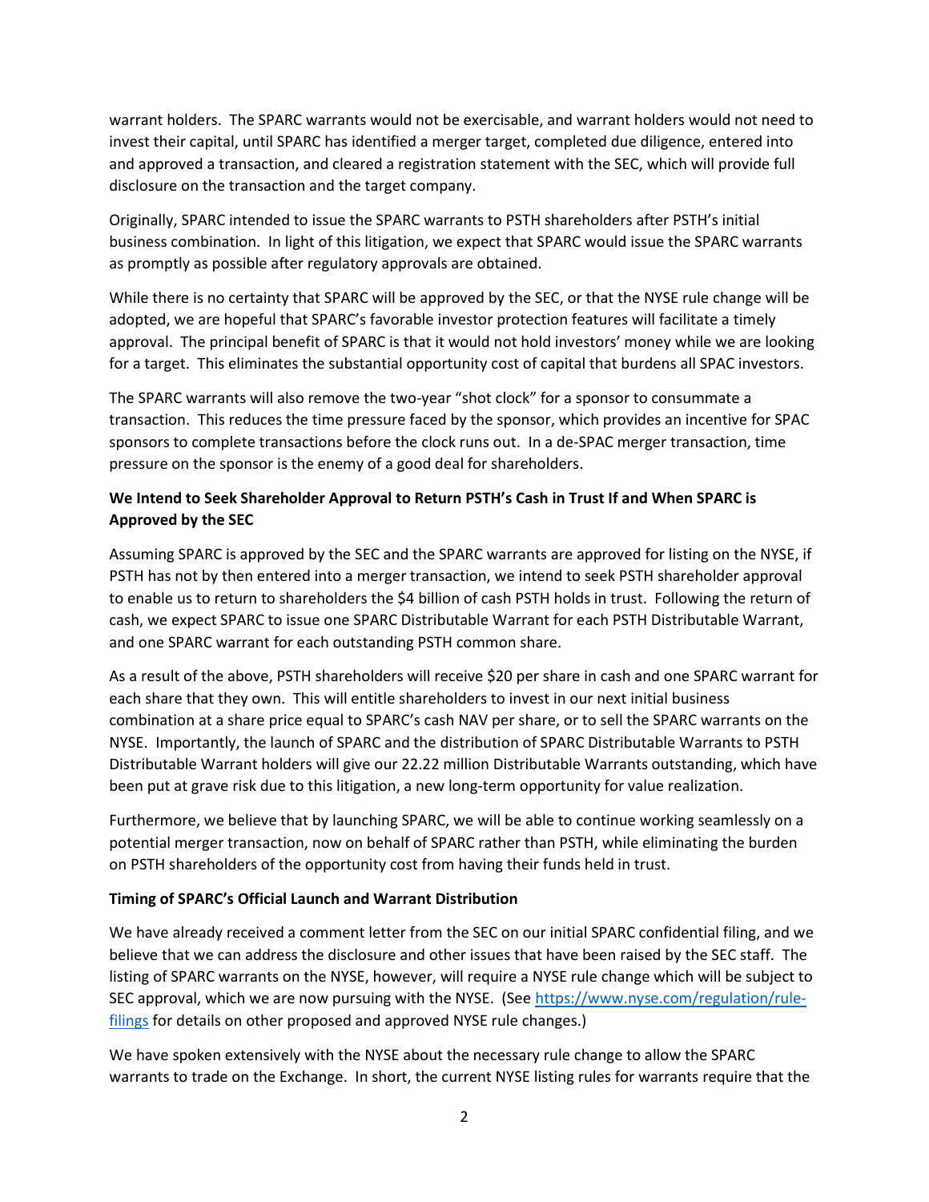warrant holders. The SPARC warrants would not be exercisable, and warrant holders would not need to invest their capital, until SPARC has identified a merger target, completed due diligence, entered into and approved a transaction, and cleared a registration statement with the SEC, which will provide full disclosure on the transaction and the target company.

Originally, SPARC intended to issue the SPARC warrants to PSTH shareholders after PSTH's initial business combination. In light of this litigation, we expect that SPARC would issue the SPARC warrants as promptly as possible after regulatory approvals are obtained.

While there is no certainty that SPARC will be approved by the SEC, or that the NYSE rule change will be adopted, we are hopeful that SPARC's favorable investor protection features will facilitate a timely approval. The principal benefit of SPARC is that it would not hold investors' money while we are looking for a target. This eliminates the substantial opportunity cost of capital that burdens all SPAC investors.

The SPARC warrants will also remove the two-year "shot clock" for a sponsor to consummate a transaction. This reduces the time pressure faced by the sponsor, which provides an incentive for SPAC sponsors to complete transactions before the clock runs out. In a de-SPAC merger transaction, time pressure on the sponsor is the enemy of a good deal for shareholders.

**We Intend to Seek Shareholder Approval to Return PSTH's Cash in Trust If and When SPARC is Approved by the SEC**

Assuming SPARC is approved by the SEC and the SPARC warrants are approved for listing on the NYSE, if PSTH has not by then entered into a merger transaction, we intend to seek PSTH shareholder approval to enable us to return to shareholders the $4 billion of cash PSTH holds in trust. Following the return of cash, we expect SPARC to issue one SPARC Distributable Warrant for each PSTH Distributable Warrant, and one SPARC warrant for each outstanding PSTH common share.

As a result of the above, PSTH shareholders will receive $20 per share in cash and one SPARC warrant for each share that they own. This will entitle shareholders to invest in our next initial business combination at a share price equal to SPARC's cash NAV per share, or to sell the SPARC warrants on the NYSE. Importantly, the launch of SPARC and the distribution of SPARC Distributable Warrants to PSTH Distributable Warrant holders will give our 22.22 million Distributable Warrants outstanding, which have been put at grave risk due to this litigation, a new long-term opportunity for value realization.

Furthermore, we believe that by launching SPARC, we will be able to continue working seamlessly on a potential merger transaction, now on behalf of SPARC rather than PSTH, while eliminating the burden on PSTH shareholders of the opportunity cost from having their funds held in trust.

**Timing of SPARC's Official Launch and Warrant Distribution**

We have already received a comment letter from the SEC on our initial SPARC confidential filing, and we believe that we can address the disclosure and other issues that have been raised by the SEC staff. The listing of SPARC warrants on the NYSE, however, will require a NYSE rule change which will be subject to SEC approval, which we are now pursuing with the NYSE. (See [https://www.nyse.com/regulation/rule-filings](https://www.nyse.com/regulation/rule-filings) for details on other proposed and approved NYSE rule changes.)

We have spoken extensively with the NYSE about the necessary rule change to allow the SPARC warrants to trade on the Exchange. In short, the current NYSE listing rules for warrants require that the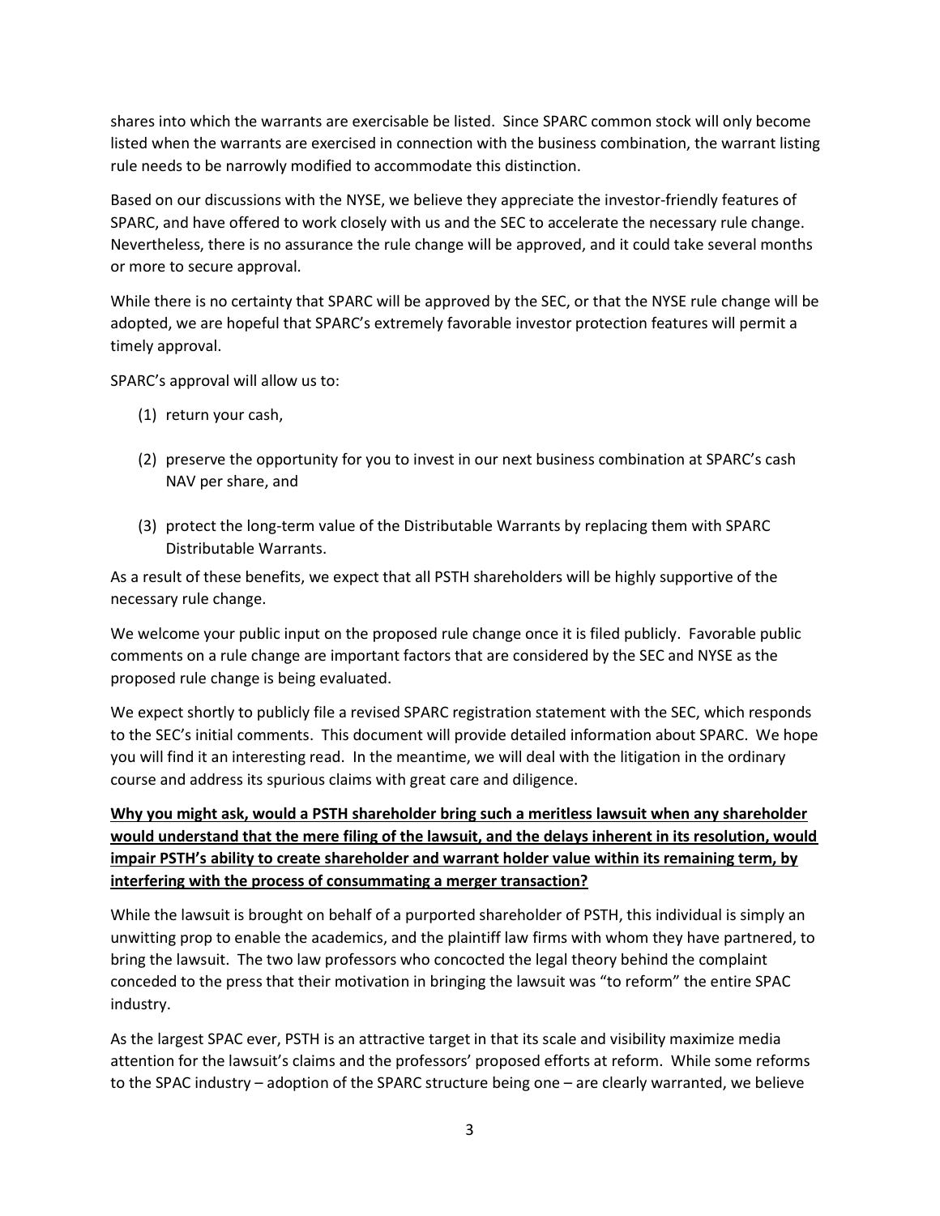shares into which the warrants are exercisable be listed. Since SPARC common stock will only become listed when the warrants are exercised in connection with the business combination, the warrant listing rule needs to be narrowly modified to accommodate this distinction.

Based on our discussions with the NYSE, we believe they appreciate the investor-friendly features of SPARC, and have offered to work closely with us and the SEC to accelerate the necessary rule change. Nevertheless, there is no assurance the rule change will be approved, and it could take several months or more to secure approval.

While there is no certainty that SPARC will be approved by the SEC, or that the NYSE rule change will be adopted, we are hopeful that SPARC's extremely favorable investor protection features will permit a timely approval.

SPARC's approval will allow us to:

(1) return your cash,

(2) preserve the opportunity for you to invest in our next business combination at SPARC's cash NAV per share, and

(3) protect the long-term value of the Distributable Warrants by replacing them with SPARC Distributable Warrants.

As a result of these benefits, we expect that all PSTH shareholders will be highly supportive of the necessary rule change.

We welcome your public input on the proposed rule change once it is filed publicly. Favorable public comments on a rule change are important factors that are considered by the SEC and NYSE as the proposed rule change is being evaluated.

We expect shortly to publicly file a revised SPARC registration statement with the SEC, which responds to the SEC's initial comments. This document will provide detailed information about SPARC. We hope you will find it an interesting read. In the meantime, we will deal with the litigation in the ordinary course and address its spurious claims with great care and diligence.

**Why you might ask, would a PSTH shareholder bring such a meritless lawsuit when any shareholder would understand that the mere filing of the lawsuit, and the delays inherent in its resolution, would impair PSTH's ability to create shareholder and warrant holder value within its remaining term, by interfering with the process of consummating a merger transaction?**

While the lawsuit is brought on behalf of a purported shareholder of PSTH, this individual is simply an unwitting prop to enable the academics, and the plaintiff law firms with whom they have partnered, to bring the lawsuit. The two law professors who concocted the legal theory behind the complaint conceded to the press that their motivation in bringing the lawsuit was "to reform" the entire SPAC industry.

As the largest SPAC ever, PSTH is an attractive target in that its scale and visibility maximize media attention for the lawsuit's claims and the professors' proposed efforts at reform. While some reforms to the SPAC industry – adoption of the SPARC structure being one – are clearly warranted, we believe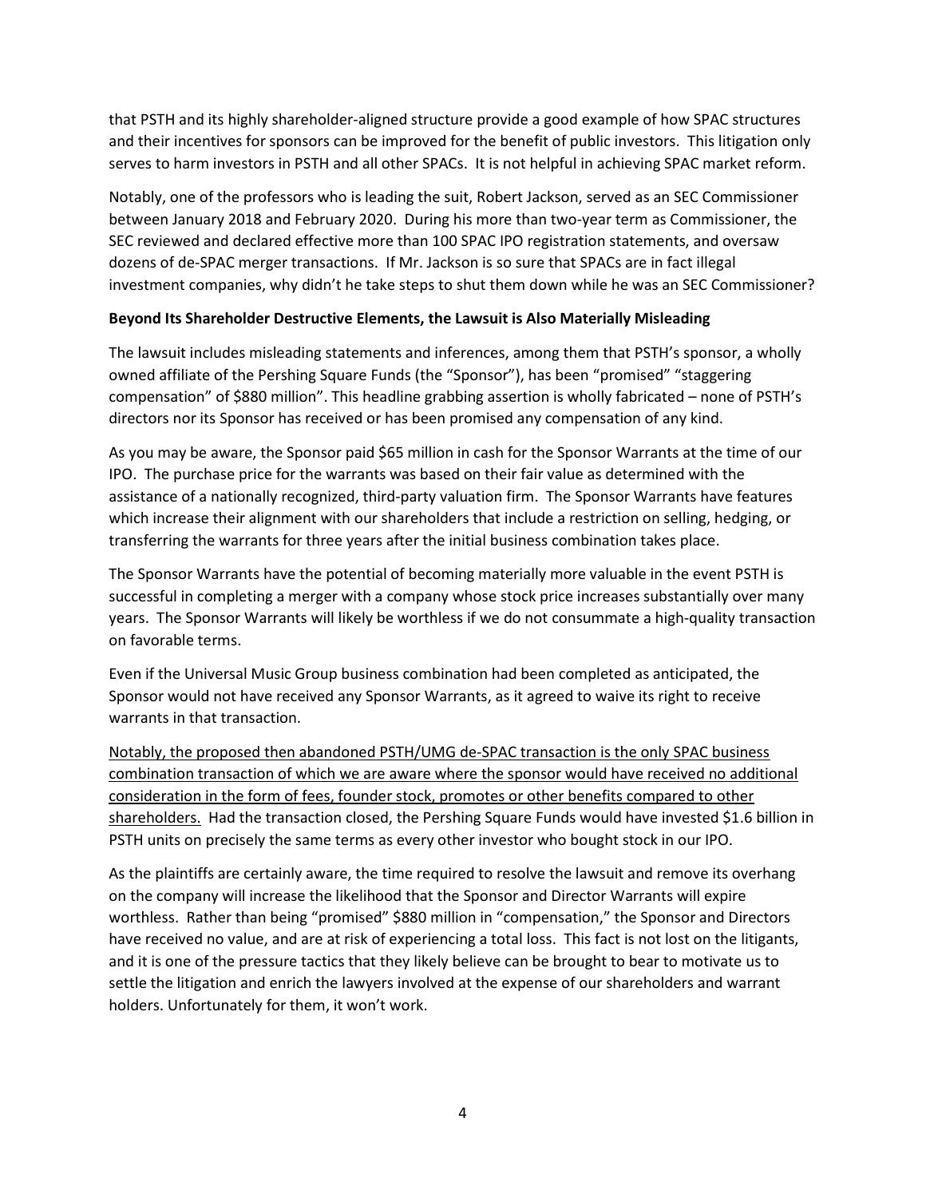that PSTH and its highly shareholder-aligned structure provide a good example of how SPAC structures and their incentives for sponsors can be improved for the benefit of public investors. This litigation only serves to harm investors in PSTH and all other SPACs. It is not helpful in achieving SPAC market reform.

Notably, one of the professors who is leading the suit, Robert Jackson, served as an SEC Commissioner between January 2018 and February 2020. During his more than two-year term as Commissioner, the SEC reviewed and declared effective more than 100 SPAC IPO registration statements, and oversaw dozens of de-SPAC merger transactions. If Mr. Jackson is so sure that SPACs are in fact illegal investment companies, why didn't he take steps to shut them down while he was an SEC Commissioner?

**Beyond Its Shareholder Destructive Elements, the Lawsuit is Also Materially Misleading**

The lawsuit includes misleading statements and inferences, among them that PSTH's sponsor, a wholly owned affiliate of the Pershing Square Funds (the "Sponsor"), has been "promised" "staggering compensation" of $880 million". This headline grabbing assertion is wholly fabricated – none of PSTH's directors nor its Sponsor has received or has been promised any compensation of any kind.

As you may be aware, the Sponsor paid $65 million in cash for the Sponsor Warrants at the time of our IPO. The purchase price for the warrants was based on their fair value as determined with the assistance of a nationally recognized, third-party valuation firm. The Sponsor Warrants have features which increase their alignment with our shareholders that include a restriction on selling, hedging, or transferring the warrants for three years after the initial business combination takes place.

The Sponsor Warrants have the potential of becoming materially more valuable in the event PSTH is successful in completing a merger with a company whose stock price increases substantially over many years. The Sponsor Warrants will likely be worthless if we do not consummate a high-quality transaction on favorable terms.

Even if the Universal Music Group business combination had been completed as anticipated, the Sponsor would not have received any Sponsor Warrants, as it agreed to waive its right to receive warrants in that transaction.

<u>Notably, the proposed then abandoned PSTH/UMG de-SPAC transaction is the only SPAC business combination transaction of which we are aware where the sponsor would have received no additional consideration in the form of fees, founder stock, promotes or other benefits compared to other shareholders.</u> Had the transaction closed, the Pershing Square Funds would have invested $1.6 billion in PSTH units on precisely the same terms as every other investor who bought stock in our IPO.

As the plaintiffs are certainly aware, the time required to resolve the lawsuit and remove its overhang on the company will increase the likelihood that the Sponsor and Director Warrants will expire worthless. Rather than being "promised" $880 million in "compensation," the Sponsor and Directors have received no value, and are at risk of experiencing a total loss. This fact is not lost on the litigants, and it is one of the pressure tactics that they likely believe can be brought to bear to motivate us to settle the litigation and enrich the lawyers involved at the expense of our shareholders and warrant holders. Unfortunately for them, it won't work.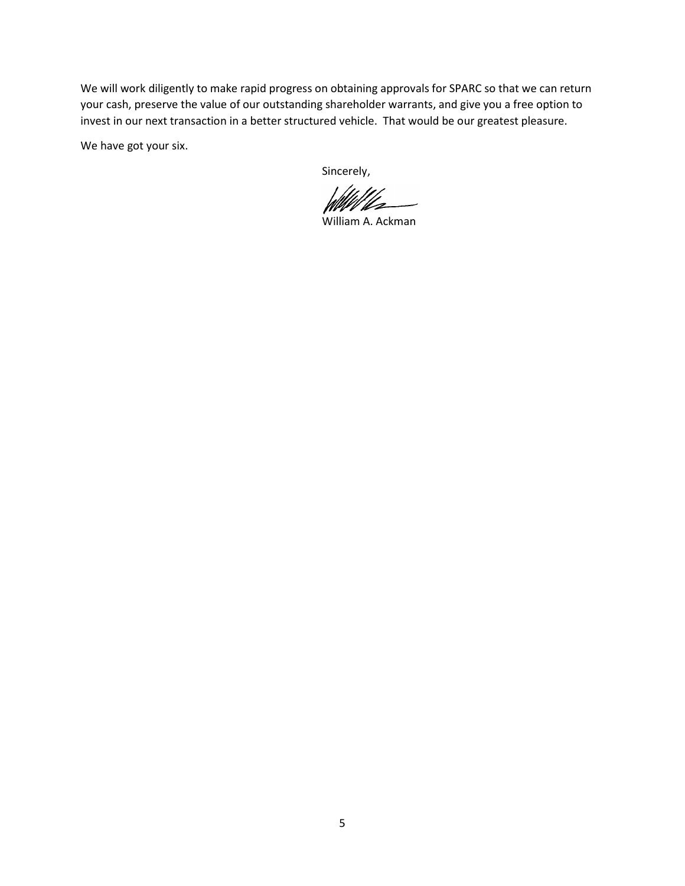We will work diligently to make rapid progress on obtaining approvals for SPARC so that we can return your cash, preserve the value of our outstanding shareholder warrants, and give you a free option to invest in our next transaction in a better structured vehicle. That would be our greatest pleasure.

We have got your six.

Sincerely,

William A. Ackman